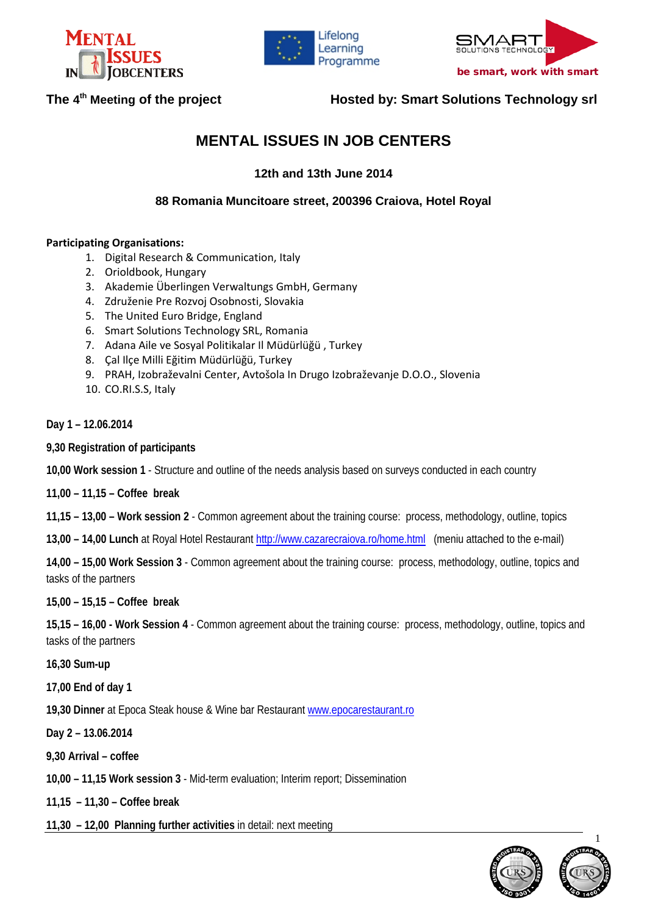The 4th Meeting of the project

Hosted by: Smart Solutions Technology srl

# MENTAL ISSUES IN JOB CENTERS

### 12th and 13th June 2014

### 88 Romania Muncitoare street, 200396 Craiova, Hotel Royal

**Participating Organisations:**

1. Digital Research & Communication, Italy
2. Orioldbook, Hungary
3. Akademie Überlingen Verwaltungs GmbH, Germany
4. Združenie Pre Rozvoj Osobnosti, Slovakia
5. The United Euro Bridge, England
6. Smart Solutions Technology SRL, Romania
7. Adana Aile ve Sosyal Politikalar Il Müdürlüğü , Turkey
8. Çal Ilçe Milli Eğitim Müdürlüğü, Turkey
9. PRAH, Izobraževalni Center, Avtošola In Drugo Izobraževanje D.O.O., Slovenia
10. CO.RI.S.S, Italy

**Day 1 – 12.06.2014**

**9,30 Registration of participants**

**10,00 Work session 1** - Structure and outline of the needs analysis based on surveys conducted in each country

**11,00 – 11,15 – Coffee break**

**11,15 – 13,00 – Work session 2** - Common agreement about the training course: process, methodology, outline, topics

**13,00 – 14,00 Lunch** at Royal Hotel Restaurant http://www.cazarecraiova.ro/home.html (meniu attached to the e-mail)

**14,00 – 15,00 Work Session 3** - Common agreement about the training course: process, methodology, outline, topics and tasks of the partners

**15,00 – 15,15 – Coffee break**

**15,15 – 16,00 - Work Session 4** - Common agreement about the training course: process, methodology, outline, topics and tasks of the partners

**16,30 Sum-up**

**17,00 End of day 1**

**19,30 Dinner** at Epoca Steak house & Wine bar Restaurant www.epocarestaurant.ro

**Day 2 – 13.06.2014**

**9,30 Arrival – coffee**

**10,00 – 11,15 Work session 3** - Mid-term evaluation; Interim report; Dissemination

**11,15 – 11,30 – Coffee break**

**11,30 – 12,00 Planning further activities** in detail: next meeting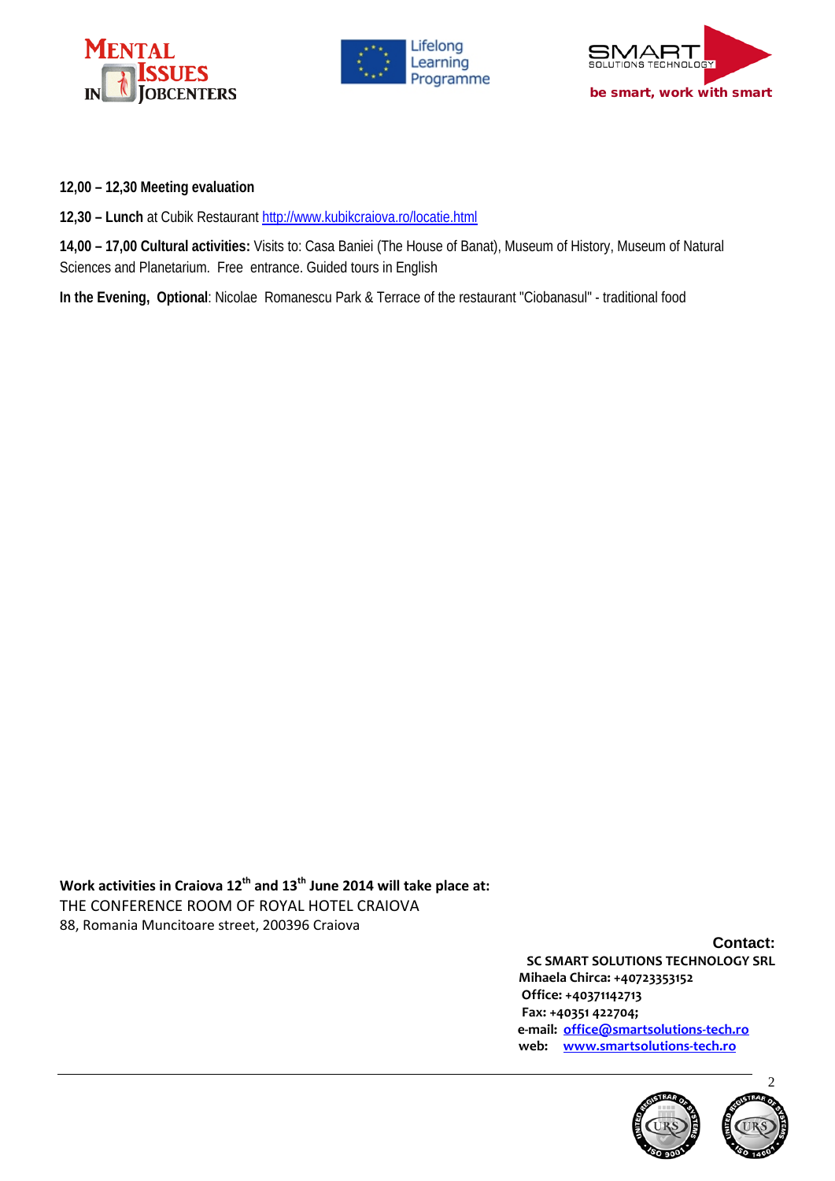**12,00 – 12,30 Meeting evaluation**

**12,30 – Lunch** at Cubik Restaurant http://www.kubikcraiova.ro/locatie.html

**14,00 – 17,00 Cultural activities:** Visits to: Casa Baniei (The House of Banat), Museum of History, Museum of Natural Sciences and Planetarium. Free entrance. Guided tours in English

**In the Evening, Optional**: Nicolae Romanescu Park & Terrace of the restaurant "Ciobanasul" - traditional food

**Work activities in Craiova 12th and 13th June 2014 will take place at:**
THE CONFERENCE ROOM OF ROYAL HOTEL CRAIOVA
88, Romania Muncitoare street, 200396 Craiova

**Contact:**
**SC SMART SOLUTIONS TECHNOLOGY SRL**
**Mihaela Chirca: +40723353152**
**Office: +40371142713**
**Fax: +40351 422704;**
**e-mail:** office@smartsolutions-tech.ro
**web:** www.smartsolutions-tech.ro